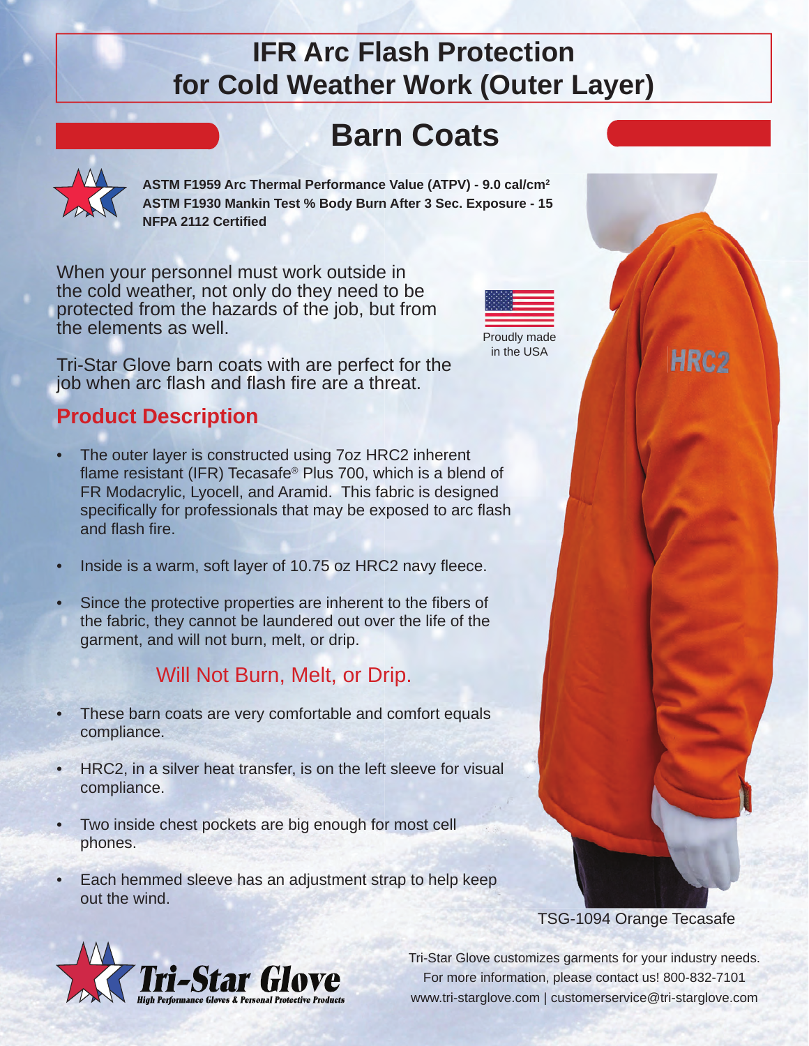# IFR Arc Flash Protection for Cold Weather Work (Outer Layer)

## Barn Coats

**ASTM F1959 Arc Thermal Performance Value (ATPV) - 9.0 cal/cm$^2$**
**ASTM F1930 Mankin Test % Body Burn After 3 Sec. Exposure - 15**
**NFPA 2112 Certified**

When your personnel must work outside in the cold weather, not only do they need to be protected from the hazards of the job, but from the elements as well.

Proudly made in the USA

Tri-Star Glove barn coats with are perfect for the job when arc flash and flash fire are a threat.

### Product Description

- The outer layer is constructed using 7oz HRC2 inherent flame resistant (IFR) Tecasafe® Plus 700, which is a blend of FR Modacrylic, Lyocell, and Aramid. This fabric is designed specifically for professionals that may be exposed to arc flash and flash fire.
- Inside is a warm, soft layer of 10.75 oz HRC2 navy fleece.
- Since the protective properties are inherent to the fibers of the fabric, they cannot be laundered out over the life of the garment, and will not burn, melt, or drip.

Will Not Burn, Melt, or Drip.

- These barn coats are very comfortable and comfort equals compliance.
- HRC2, in a silver heat transfer, is on the left sleeve for visual compliance.
- Two inside chest pockets are big enough for most cell phones.
- Each hemmed sleeve has an adjustment strap to help keep out the wind.

TSG-1094 Orange Tecasafe

Tri-Star Glove
High Performance Gloves & Personal Protective Products

Tri-Star Glove customizes garments for your industry needs.
For more information, please contact us! 800-832-7101
www.tri-starglove.com | customerservice@tri-starglove.com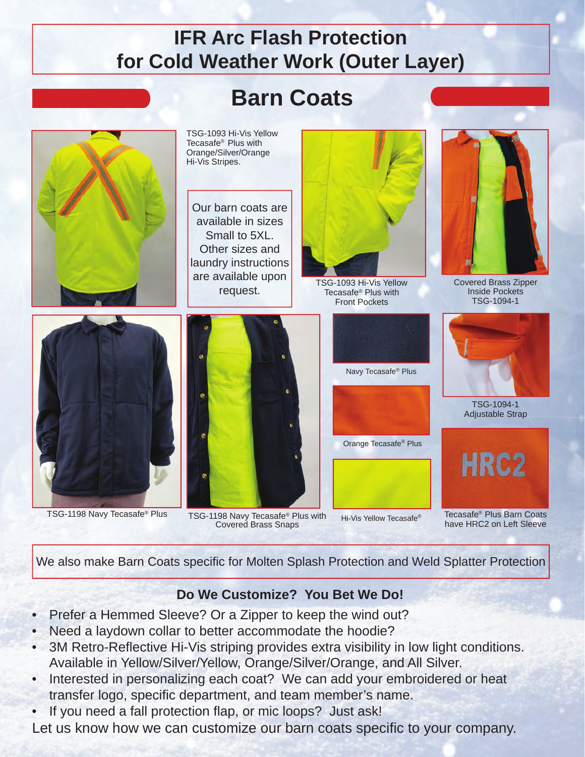# IFR Arc Flash Protection for Cold Weather Work (Outer Layer)

## Barn Coats

TSG-1093 Hi-Vis Yellow Tecasafe® Plus with Orange/Silver/Orange Hi-Vis Stripes.

Our barn coats are available in sizes Small to 5XL. Other sizes and laundry instructions are available upon request.

TSG-1093 Hi-Vis Yellow Tecasafe® Plus with Front Pockets

Covered Brass Zipper Inside Pockets TSG-1094-1

Navy Tecasafe® Plus

TSG-1094-1 Adjustable Strap

Orange Tecasafe® Plus

HRC2

TSG-1198 Navy Tecasafe® Plus

TSG-1198 Navy Tecasafe® Plus with Covered Brass Snaps

Hi-Vis Yellow Tecasafe®

Tecasafe® Plus Barn Coats have HRC2 on Left Sleeve

We also make Barn Coats specific for Molten Splash Protection and Weld Splatter Protection

**Do We Customize? You Bet We Do!**

- Prefer a Hemmed Sleeve? Or a Zipper to keep the wind out?
- Need a laydown collar to better accommodate the hoodie?
- 3M Retro-Reflective Hi-Vis striping provides extra visibility in low light conditions. Available in Yellow/Silver/Yellow, Orange/Silver/Orange, and All Silver.
- Interested in personalizing each coat? We can add your embroidered or heat transfer logo, specific department, and team member's name.
- If you need a fall protection flap, or mic loops? Just ask!

Let us know how we can customize our barn coats specific to your company.